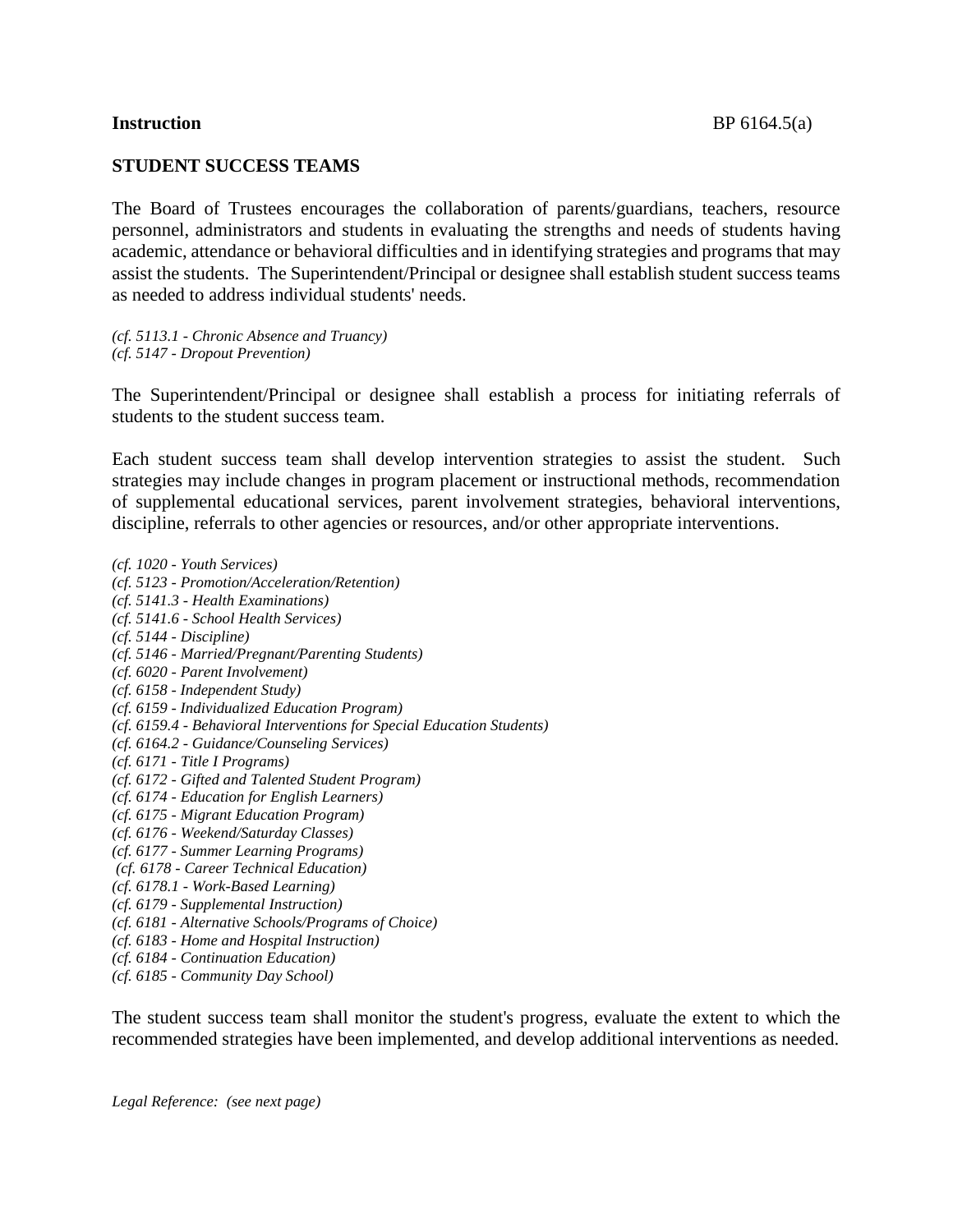**Instruction** BP 6164.5(a)

## STUDENT SUCCESS TEAMS

The Board of Trustees encourages the collaboration of parents/guardians, teachers, resource personnel, administrators and students in evaluating the strengths and needs of students having academic, attendance or behavioral difficulties and in identifying strategies and programs that may assist the students. The Superintendent/Principal or designee shall establish student success teams as needed to address individual students' needs.

*(cf. 5113.1 - Chronic Absence and Truancy)*
*(cf. 5147 - Dropout Prevention)*

The Superintendent/Principal or designee shall establish a process for initiating referrals of students to the student success team.

Each student success team shall develop intervention strategies to assist the student. Such strategies may include changes in program placement or instructional methods, recommendation of supplemental educational services, parent involvement strategies, behavioral interventions, discipline, referrals to other agencies or resources, and/or other appropriate interventions.

*(cf. 1020 - Youth Services)*
*(cf. 5123 - Promotion/Acceleration/Retention)*
*(cf. 5141.3 - Health Examinations)*
*(cf. 5141.6 - School Health Services)*
*(cf. 5144 - Discipline)*
*(cf. 5146 - Married/Pregnant/Parenting Students)*
*(cf. 6020 - Parent Involvement)*
*(cf. 6158 - Independent Study)*
*(cf. 6159 - Individualized Education Program)*
*(cf. 6159.4 - Behavioral Interventions for Special Education Students)*
*(cf. 6164.2 - Guidance/Counseling Services)*
*(cf. 6171 - Title I Programs)*
*(cf. 6172 - Gifted and Talented Student Program)*
*(cf. 6174 - Education for English Learners)*
*(cf. 6175 - Migrant Education Program)*
*(cf. 6176 - Weekend/Saturday Classes)*
*(cf. 6177 - Summer Learning Programs)*
*(cf. 6178 - Career Technical Education)*
*(cf. 6178.1 - Work-Based Learning)*
*(cf. 6179 - Supplemental Instruction)*
*(cf. 6181 - Alternative Schools/Programs of Choice)*
*(cf. 6183 - Home and Hospital Instruction)*
*(cf. 6184 - Continuation Education)*
*(cf. 6185 - Community Day School)*

The student success team shall monitor the student's progress, evaluate the extent to which the recommended strategies have been implemented, and develop additional interventions as needed.

*Legal Reference: (see next page)*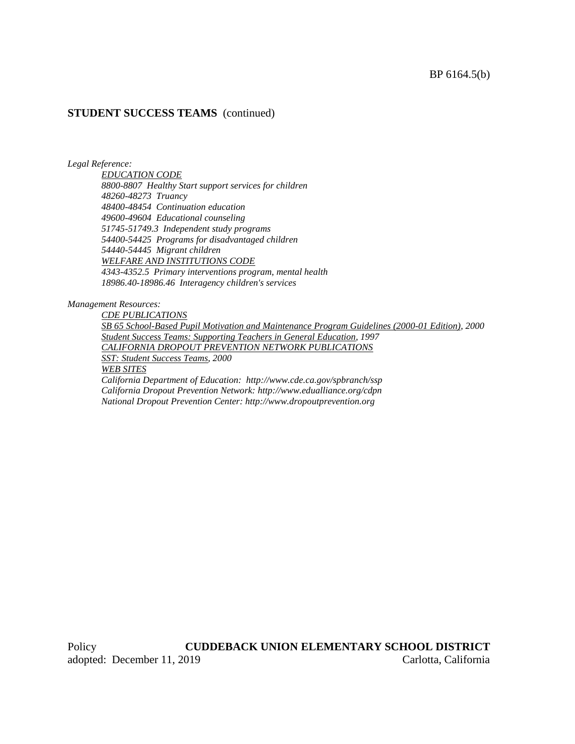**STUDENT SUCCESS TEAMS** (continued)

*Legal Reference:*

*EDUCATION CODE*
*8800-8807 Healthy Start support services for children*
*48260-48273 Truancy*
*48400-48454 Continuation education*
*49600-49604 Educational counseling*
*51745-51749.3 Independent study programs*
*54400-54425 Programs for disadvantaged children*
*54440-54445 Migrant children*
*WELFARE AND INSTITUTIONS CODE*
*4343-4352.5 Primary interventions program, mental health*
*18986.40-18986.46 Interagency children's services*

*Management Resources:*

*CDE PUBLICATIONS*
*SB 65 School-Based Pupil Motivation and Maintenance Program Guidelines (2000-01 Edition), 2000*
*Student Success Teams: Supporting Teachers in General Education, 1997*
*CALIFORNIA DROPOUT PREVENTION NETWORK PUBLICATIONS*
*SST: Student Success Teams, 2000*
*WEB SITES*
*California Department of Education: http://www.cde.ca.gov/spbranch/ssp*
*California Dropout Prevention Network: http://www.edualliance.org/cdpn*
*National Dropout Prevention Center: http://www.dropoutprevention.org*

Policy adopted: December 11, 2019

**CUDDEBACK UNION ELEMENTARY SCHOOL DISTRICT**
Carlotta, California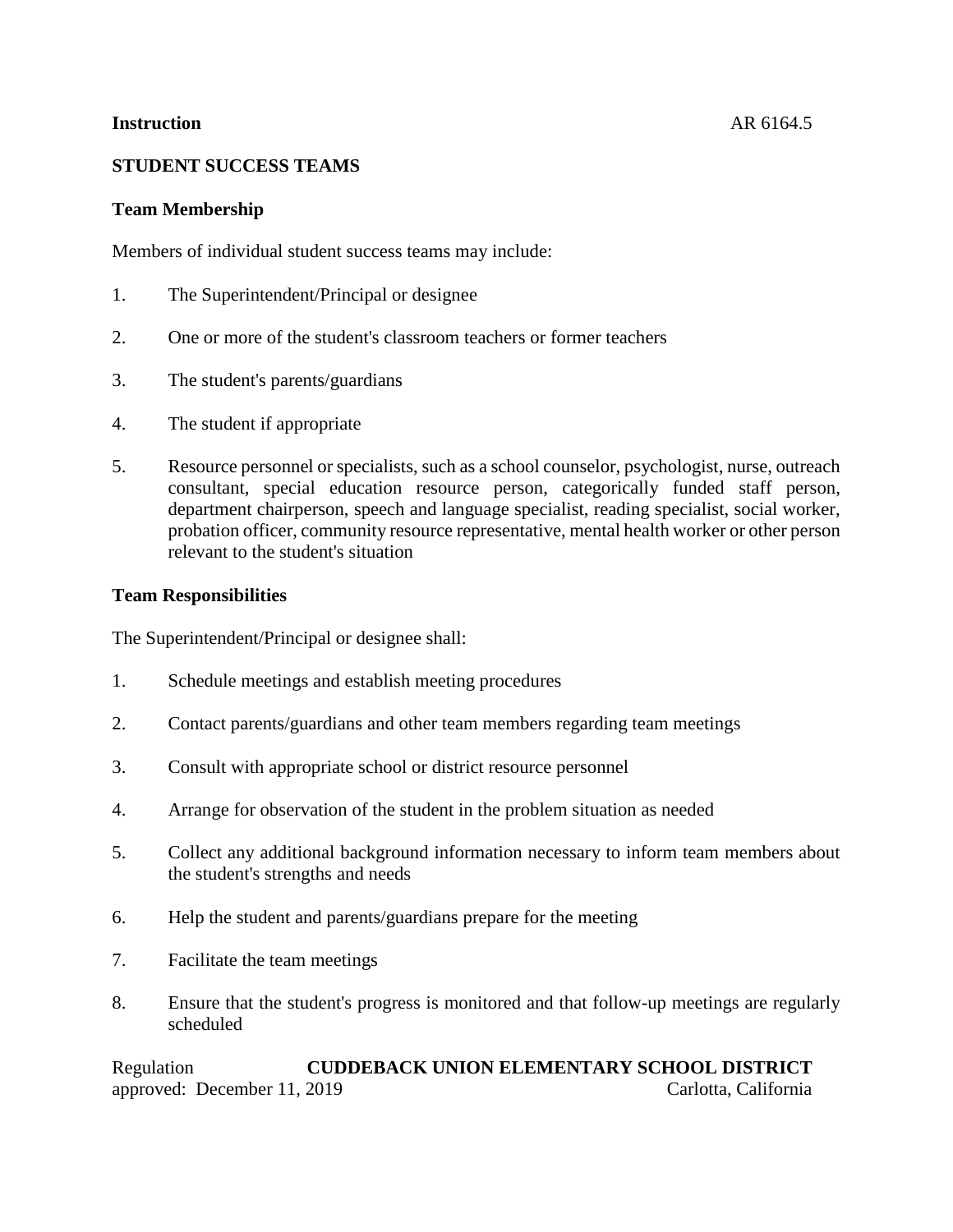**Instruction** AR 6164.5

## STUDENT SUCCESS TEAMS

### Team Membership

Members of individual student success teams may include:

1. The Superintendent/Principal or designee
2. One or more of the student's classroom teachers or former teachers
3. The student's parents/guardians
4. The student if appropriate
5. Resource personnel or specialists, such as a school counselor, psychologist, nurse, outreach consultant, special education resource person, categorically funded staff person, department chairperson, speech and language specialist, reading specialist, social worker, probation officer, community resource representative, mental health worker or other person relevant to the student's situation

### Team Responsibilities

The Superintendent/Principal or designee shall:

1. Schedule meetings and establish meeting procedures
2. Contact parents/guardians and other team members regarding team meetings
3. Consult with appropriate school or district resource personnel
4. Arrange for observation of the student in the problem situation as needed
5. Collect any additional background information necessary to inform team members about the student's strengths and needs
6. Help the student and parents/guardians prepare for the meeting
7. Facilitate the team meetings
8. Ensure that the student's progress is monitored and that follow-up meetings are regularly scheduled

Regulation **CUDDEBACK UNION ELEMENTARY SCHOOL DISTRICT**
approved: December 11, 2019 Carlotta, California